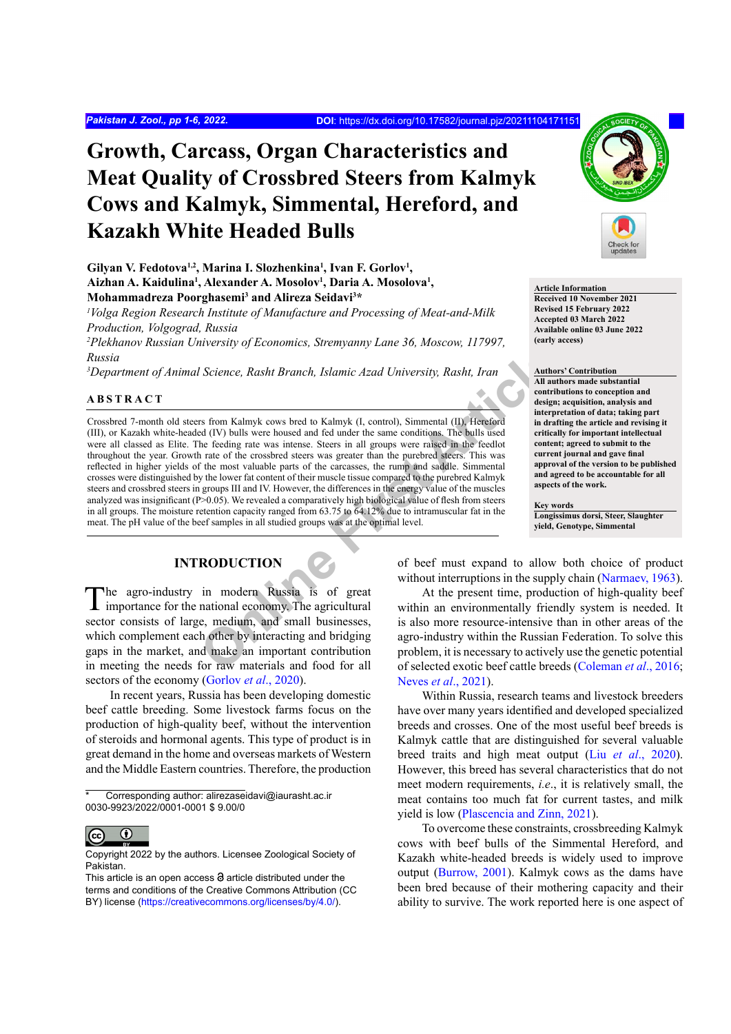# Growth, Carcass, Organ Characteristics and Meat Quality of Crossbred Steers from Kalmyk Cows and Kalmyk, Simmental, Hereford, and Kazakh White Headed Bulls

**Gilyan V. Fedotova[1,2], Marina I. Slozhenkina[1], Ivan F. Gorlov[1], Aizhan A. Kaidulina[1], Alexander A. Mosolov[1], Daria A. Mosolova[1], Mohammadreza Poorghasemi[3] and Alireza Seidavi[3]***

[1]*Volga Region Research Institute of Manufacture and Processing of Meat-and-Milk Production, Volgograd, Russia*

[2]*Plekhanov Russian University of Economics, Stremyanny Lane 36, Moscow, 117997, Russia*

[3]*Department of Animal Science, Rasht Branch, Islamic Azad University, Rasht, Iran*

**Article Information**
**Received 10 November 2021**
**Revised 15 February 2022**
**Accepted 03 March 2022**
**Available online 03 June 2022**
**(early access)**

**Authors' Contribution**
**All authors made substantial contributions to conception and design; acquisition, analysis and interpretation of data; taking part in drafting the article and revising it critically for important intellectual content; agreed to submit to the current journal and gave final approval of the version to be published and agreed to be accountable for all aspects of the work.**

**Key words**
**Longissimus dorsi, Steer, Slaughter yield, Genotype, Simmental**

## ABSTRACT

Crossbred 7-month old steers from Kalmyk cows bred to Kalmyk (I, control), Simmental (II), Hereford (III), or Kazakh white-headed (IV) bulls were housed and fed under the same conditions. The bulls used were all classed as Elite. The feeding rate was intense. Steers in all groups were raised in the feedlot throughout the year. Growth rate of the crossbred steers was greater than the purebred steers. This was reflected in higher yields of the most valuable parts of the carcasses, the rump and saddle. Simmental crosses were distinguished by the lower fat content of their muscle tissue compared to the purebred Kalmyk steers and crossbred steers in groups III and IV. However, the differences in the energy value of the muscles analyzed was insignificant (P>0.05). We revealed a comparatively high biological value of flesh from steers in all groups. The moisture retention capacity ranged from 63.75 to 64.12% due to intramuscular fat in the meat. The pH value of the beef samples in all studied groups was at the optimal level.

## INTRODUCTION

The agro-industry in modern Russia is of great importance for the national economy. The agricultural sector consists of large, medium, and small businesses, which complement each other by interacting and bridging gaps in the market, and make an important contribution in meeting the needs for raw materials and food for all sectors of the economy (Gorlov *et al*., 2020).

In recent years, Russia has been developing domestic beef cattle breeding. Some livestock farms focus on the production of high-quality beef, without the intervention of steroids and hormonal agents. This type of product is in great demand in the home and overseas markets of Western and the Middle Eastern countries. Therefore, the production of beef must expand to allow both choice of product without interruptions in the supply chain (Narmaev, 1963).

At the present time, production of high-quality beef within an environmentally friendly system is needed. It is also more resource-intensive than in other areas of the agro-industry within the Russian Federation. To solve this problem, it is necessary to actively use the genetic potential of selected exotic beef cattle breeds (Coleman *et al*., 2016; Neves *et al*., 2021).

Within Russia, research teams and livestock breeders have over many years identified and developed specialized breeds and crosses. One of the most useful beef breeds is Kalmyk cattle that are distinguished for several valuable breed traits and high meat output (Liu *et al*., 2020). However, this breed has several characteristics that do not meet modern requirements, *i.e.*, it is relatively small, the meat contains too much fat for current tastes, and milk yield is low (Plascencia and Zinn, 2021).

To overcome these constraints, crossbreeding Kalmyk cows with beef bulls of the Simmental Hereford, and Kazakh white-headed breeds is widely used to improve output (Burrow, 2001). Kalmyk cows as the dams have been bred because of their mothering capacity and their ability to survive. The work reported here is one aspect of

\* Corresponding author: alirezaseidavi@iaurasht.ac.ir
0030-9923/2022/0001-0001 $ 9.00/0

Copyright 2022 by the authors. Licensee Zoological Society of Pakistan.
This article is an open access article distributed under the terms and conditions of the Creative Commons Attribution (CC BY) license (https://creativecommons.org/licenses/by/4.0/).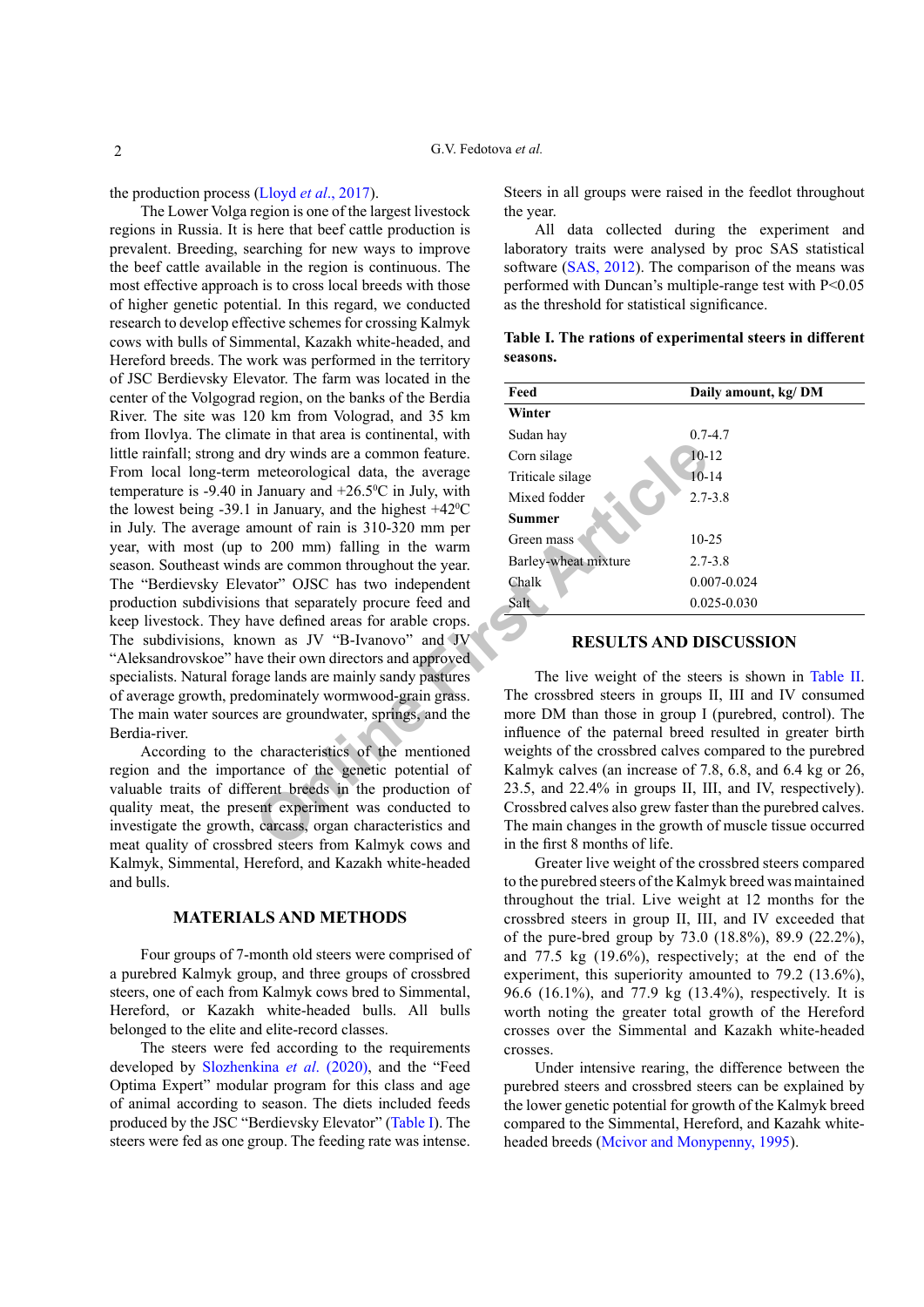the production process (Lloyd *et al*., 2017).

The Lower Volga region is one of the largest livestock regions in Russia. It is here that beef cattle production is prevalent. Breeding, searching for new ways to improve the beef cattle available in the region is continuous. The most effective approach is to cross local breeds with those of higher genetic potential. In this regard, we conducted research to develop effective schemes for crossing Kalmyk cows with bulls of Simmental, Kazakh white-headed, and Hereford breeds. The work was performed in the territory of JSC Berdievsky Elevator. The farm was located in the center of the Volgograd region, on the banks of the Berdia River. The site was 120 km from Vologrod, and 35 km from Ilovlya. The climate in that area is continental, with little rainfall; strong and dry winds are a common feature. From local long-term meteorological data, the average temperature is -9.40 in January and +26.5$^0$C in July, with the lowest being -39.1 in January, and the highest +42$^0$C in July. The average amount of rain is 310-320 mm per year, with most (up to 200 mm) falling in the warm season. Southeast winds are common throughout the year. The "Berdievsky Elevator" OJSC has two independent production subdivisions that separately procure feed and keep livestock. They have defined areas for arable crops. The subdivisions, known as JV "B-Ivanovo" and JV "Aleksandrovskoe" have their own directors and approved specialists. Natural forage lands are mainly sandy pastures of average growth, predominately wormwood-grain grass. The main water sources are groundwater, springs, and the Berdia-river.

According to the characteristics of the mentioned region and the importance of the genetic potential of valuable traits of different breeds in the production of quality meat, the present experiment was conducted to investigate the growth, carcass, organ characteristics and meat quality of crossbred steers from Kalmyk cows and Kalmyk, Simmental, Hereford, and Kazakh white-headed and bulls.

## MATERIALS AND METHODS

Four groups of 7-month old steers were comprised of a purebred Kalmyk group, and three groups of crossbred steers, one of each from Kalmyk cows bred to Simmental, Hereford, or Kazakh white-headed bulls. All bulls belonged to the elite and elite-record classes.

The steers were fed according to the requirements developed by Slozhenkina *et al*. (2020), and the "Feed Optima Expert" modular program for this class and age of animal according to season. The diets included feeds produced by the JSC "Berdievsky Elevator" (Table I). The steers were fed as one group. The feeding rate was intense. Steers in all groups were raised in the feedlot throughout the year.

All data collected during the experiment and laboratory traits were analysed by proc SAS statistical software (SAS, 2012). The comparison of the means was performed with Duncan's multiple-range test with P<0.05 as the threshold for statistical significance.

**Table I. The rations of experimental steers in different seasons.**

| Feed | Daily amount, kg/ DM |
|---|---|
| **Winter** | |
| Sudan hay | 0.7-4.7 |
| Corn silage | 10-12 |
| Triticale silage | 10-14 |
| Mixed fodder | 2.7-3.8 |
| **Summer** | |
| Green mass | 10-25 |
| Barley-wheat mixture | 2.7-3.8 |
| Chalk | 0.007-0.024 |
| Salt | 0.025-0.030 |

## RESULTS AND DISCUSSION

The live weight of the steers is shown in Table II. The crossbred steers in groups II, III and IV consumed more DM than those in group I (purebred, control). The influence of the paternal breed resulted in greater birth weights of the crossbred calves compared to the purebred Kalmyk calves (an increase of 7.8, 6.8, and 6.4 kg or 26, 23.5, and 22.4% in groups II, III, and IV, respectively). Crossbred calves also grew faster than the purebred calves. The main changes in the growth of muscle tissue occurred in the first 8 months of life.

Greater live weight of the crossbred steers compared to the purebred steers of the Kalmyk breed was maintained throughout the trial. Live weight at 12 months for the crossbred steers in group II, III, and IV exceeded that of the pure-bred group by 73.0 (18.8%), 89.9 (22.2%), and 77.5 kg (19.6%), respectively; at the end of the experiment, this superiority amounted to 79.2 (13.6%), 96.6 (16.1%), and 77.9 kg (13.4%), respectively. It is worth noting the greater total growth of the Hereford crosses over the Simmental and Kazakh white-headed crosses.

Under intensive rearing, the difference between the purebred steers and crossbred steers can be explained by the lower genetic potential for growth of the Kalmyk breed compared to the Simmental, Hereford, and Kazahk white-headed breeds (Mcivor and Monypenny, 1995).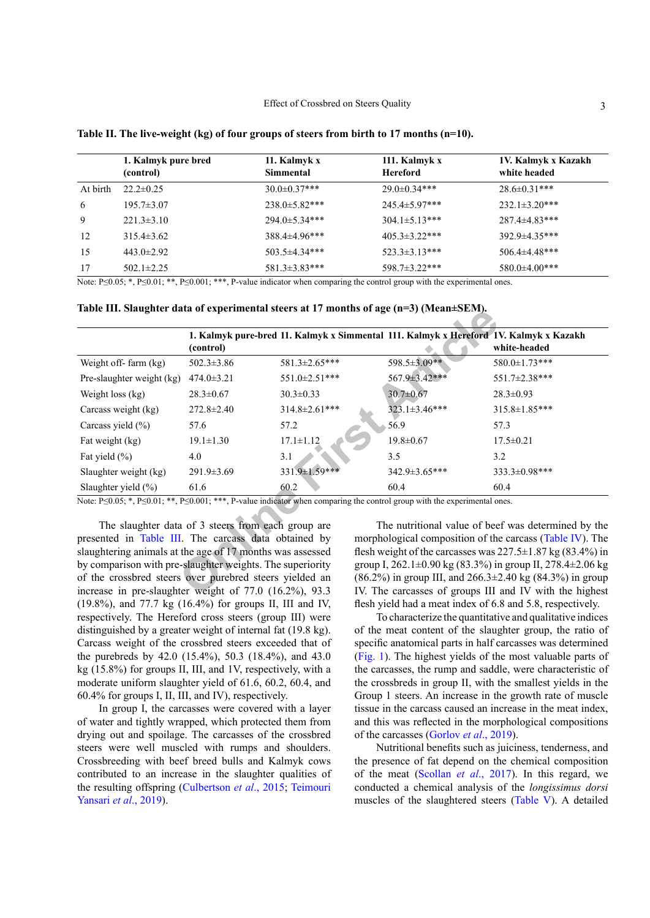**Table II. The live-weight (kg) of four groups of steers from birth to 17 months (n=10).**

| | 1. Kalmyk pure bred (control) | 11. Kalmyk x Simmental | 111. Kalmyk x Hereford | 1V. Kalmyk x Kazakh white headed |
|---|---|---|---|---|
| At birth | 22.2±0.25 | 30.0±0.37*** | 29.0±0.34*** | 28.6±0.31*** |
| 6 | 195.7±3.07 | 238.0±5.82*** | 245.4±5.97*** | 232.1±3.20*** |
| 9 | 221.3±3.10 | 294.0±5.34*** | 304.1±5.13*** | 287.4±4.83*** |
| 12 | 315.4±3.62 | 388.4±4.96*** | 405.3±3.22*** | 392.9±4.35*** |
| 15 | 443.0±2.92 | 503.5±4.34*** | 523.3±3.13*** | 506.4±4.48*** |
| 17 | 502.1±2.25 | 581.3±3.83*** | 598.7±3.22*** | 580.0±4.00*** |

Note: P≤0.05; *, P≤0.01; **, P≤0.001; ***, P-value indicator when comparing the control group with the experimental ones.

**Table III. Slaughter data of experimental steers at 17 months of age (n=3) (Mean±SEM).**

| | 1. Kalmyk pure-bred (control) | 11. Kalmyk x Simmental | 111. Kalmyk x Hereford | 1V. Kalmyk x Kazakh white-headed |
|---|---|---|---|---|
| Weight off- farm (kg) | 502.3±3.86 | 581.3±2.65*** | 598.5±3.09** | 580.0±1.73*** |
| Pre-slaughter weight (kg) | 474.0±3.21 | 551.0±2.51*** | 567.9±3.42*** | 551.7±2.38*** |
| Weight loss (kg) | 28.3±0.67 | 30.3±0.33 | 30.7±0.67 | 28.3±0.93 |
| Carcass weight (kg) | 272.8±2.40 | 314.8±2.61*** | 323.1±3.46*** | 315.8±1.85*** |
| Carcass yield (%) | 57.6 | 57.2 | 56.9 | 57.3 |
| Fat weight (kg) | 19.1±1.30 | 17.1±1.12 | 19.8±0.67 | 17.5±0.21 |
| Fat yield (%) | 4.0 | 3.1 | 3.5 | 3.2 |
| Slaughter weight (kg) | 291.9±3.69 | 331.9±1.59*** | 342.9±3.65*** | 333.3±0.98*** |
| Slaughter yield (%) | 61.6 | 60.2 | 60.4 | 60.4 |

Note: P≤0.05; *, P≤0.01; **, P≤0.001; ***, P-value indicator when comparing the control group with the experimental ones.

The slaughter data of 3 steers from each group are presented in Table III. The carcass data obtained by slaughtering animals at the age of 17 months was assessed by comparison with pre-slaughter weights. The superiority of the crossbred steers over purebred steers yielded an increase in pre-slaughter weight of 77.0 (16.2%), 93.3 (19.8%), and 77.7 kg (16.4%) for groups II, III and IV, respectively. The Hereford cross steers (group III) were distinguished by a greater weight of internal fat (19.8 kg). Carcass weight of the crossbred steers exceeded that of the purebreds by 42.0 (15.4%), 50.3 (18.4%), and 43.0 kg (15.8%) for groups II, III, and 1V, respectively, with a moderate uniform slaughter yield of 61.6, 60.2, 60.4, and 60.4% for groups I, II, III, and IV), respectively.

In group I, the carcasses were covered with a layer of water and tightly wrapped, which protected them from drying out and spoilage. The carcasses of the crossbred steers were well muscled with rumps and shoulders. Crossbreeding with beef breed bulls and Kalmyk cows contributed to an increase in the slaughter qualities of the resulting offspring (Culbertson *et al*., 2015; Teimouri Yansari *et al*., 2019).

The nutritional value of beef was determined by the morphological composition of the carcass (Table IV). The flesh weight of the carcasses was 227.5±1.87 kg (83.4%) in group I, 262.1±0.90 kg (83.3%) in group II, 278.4±2.06 kg (86.2%) in group III, and 266.3±2.40 kg (84.3%) in group IV. The carcasses of groups III and IV with the highest flesh yield had a meat index of 6.8 and 5.8, respectively.

To characterize the quantitative and qualitative indices of the meat content of the slaughter group, the ratio of specific anatomical parts in half carcasses was determined (Fig. 1). The highest yields of the most valuable parts of the carcasses, the rump and saddle, were characteristic of the crossbreds in group II, with the smallest yields in the Group 1 steers. An increase in the growth rate of muscle tissue in the carcass caused an increase in the meat index, and this was reflected in the morphological compositions of the carcasses (Gorlov *et al*., 2019).

Nutritional benefits such as juiciness, tenderness, and the presence of fat depend on the chemical composition of the meat (Scollan *et al*., 2017). In this regard, we conducted a chemical analysis of the *longissimus dorsi* muscles of the slaughtered steers (Table V). A detailed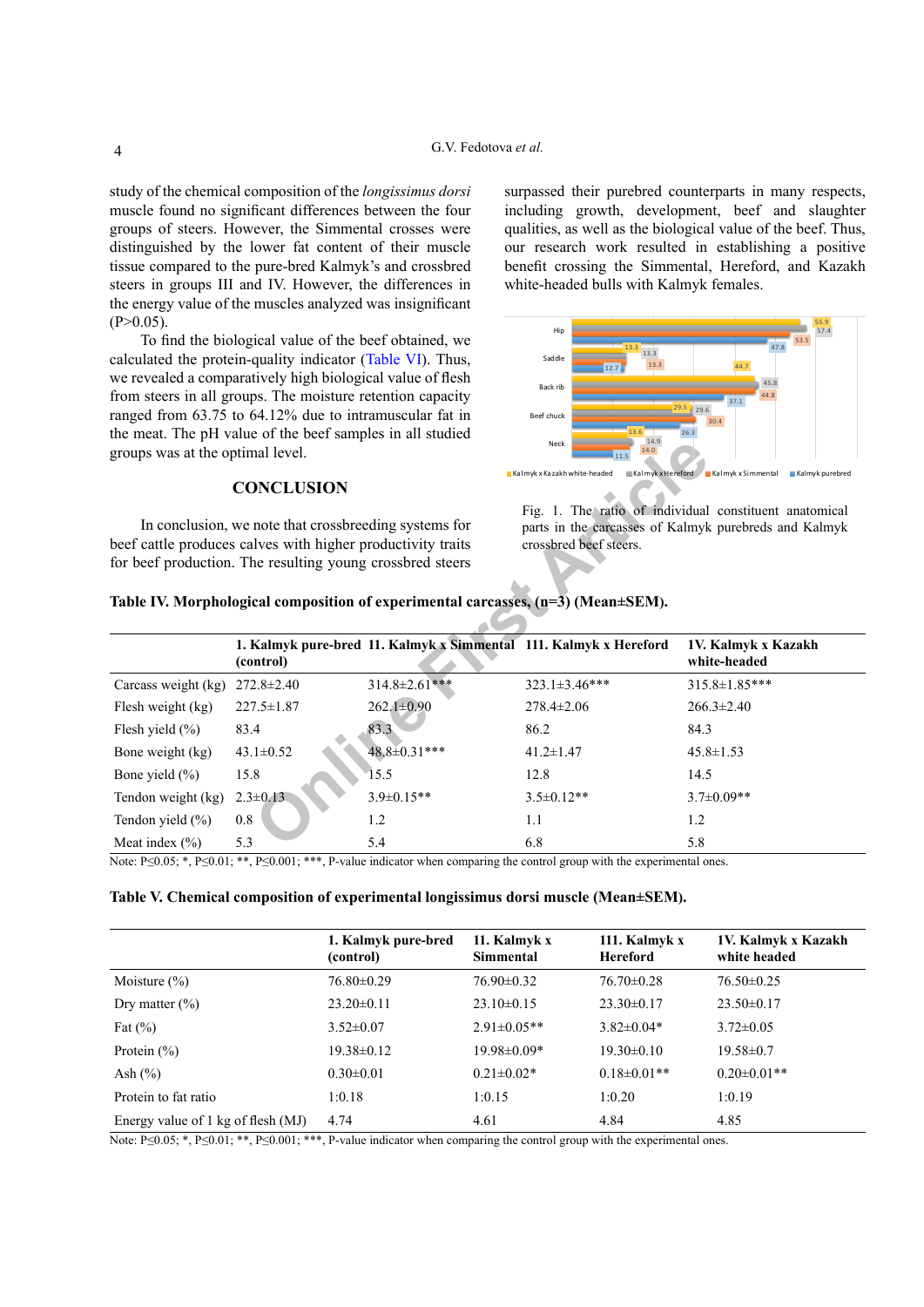study of the chemical composition of the *longissimus dorsi* muscle found no significant differences between the four groups of steers. However, the Simmental crosses were distinguished by the lower fat content of their muscle tissue compared to the pure-bred Kalmyk's and crossbred steers in groups III and IV. However, the differences in the energy value of the muscles analyzed was insignificant (P>0.05).

To find the biological value of the beef obtained, we calculated the protein-quality indicator (Table VI). Thus, we revealed a comparatively high biological value of flesh from steers in all groups. The moisture retention capacity ranged from 63.75 to 64.12% due to intramuscular fat in the meat. The pH value of the beef samples in all studied groups was at the optimal level.

## CONCLUSION

In conclusion, we note that crossbreeding systems for beef cattle produces calves with higher productivity traits for beef production. The resulting young crossbred steers surpassed their purebred counterparts in many respects, including growth, development, beef and slaughter qualities, as well as the biological value of the beef. Thus, our research work resulted in establishing a positive benefit crossing the Simmental, Hereford, and Kazakh white-headed bulls with Kalmyk females.

Fig. 1. The ratio of individual constituent anatomical parts in the carcasses of Kalmyk purebreds and Kalmyk crossbred beef steers.

**Table IV. Morphological composition of experimental carcasses, (n=3) (Mean±SEM).**

| | 1. Kalmyk pure-bred (control) | 11. Kalmyk x Simmental | 111. Kalmyk x Hereford | 1V. Kalmyk x Kazakh white-headed |
|---|---|---|---|---|
| Carcass weight (kg) | 272.8±2.40 | 314.8±2.61*** | 323.1±3.46*** | 315.8±1.85*** |
| Flesh weight (kg) | 227.5±1.87 | 262.1±0.90 | 278.4±2.06 | 266.3±2.40 |
| Flesh yield (%) | 83.4 | 83.3 | 86.2 | 84.3 |
| Bone weight (kg) | 43.1±0.52 | 48.8±0.31*** | 41.2±1.47 | 45.8±1.53 |
| Bone yield (%) | 15.8 | 15.5 | 12.8 | 14.5 |
| Tendon weight (kg) | 2.3±0.13 | 3.9±0.15** | 3.5±0.12** | 3.7±0.09** |
| Tendon yield (%) | 0.8 | 1.2 | 1.1 | 1.2 |
| Meat index (%) | 5.3 | 5.4 | 6.8 | 5.8 |

Note: P≤0.05; *, P≤0.01; **, P≤0.001; ***, P-value indicator when comparing the control group with the experimental ones.

**Table V. Chemical composition of experimental longissimus dorsi muscle (Mean±SEM).**

| | 1. Kalmyk pure-bred (control) | 11. Kalmyk x Simmental | 111. Kalmyk x Hereford | 1V. Kalmyk x Kazakh white headed |
|---|---|---|---|---|
| Moisture (%) | 76.80±0.29 | 76.90±0.32 | 76.70±0.28 | 76.50±0.25 |
| Dry matter (%) | 23.20±0.11 | 23.10±0.15 | 23.30±0.17 | 23.50±0.17 |
| Fat (%) | 3.52±0.07 | 2.91±0.05** | 3.82±0.04* | 3.72±0.05 |
| Protein (%) | 19.38±0.12 | 19.98±0.09* | 19.30±0.10 | 19.58±0.7 |
| Ash (%) | 0.30±0.01 | 0.21±0.02* | 0.18±0.01** | 0.20±0.01** |
| Protein to fat ratio | 1:0.18 | 1:0.15 | 1:0.20 | 1:0.19 |
| Energy value of 1 kg of flesh (MJ) | 4.74 | 4.61 | 4.84 | 4.85 |

Note: P≤0.05; *, P≤0.01; **, P≤0.001; ***, P-value indicator when comparing the control group with the experimental ones.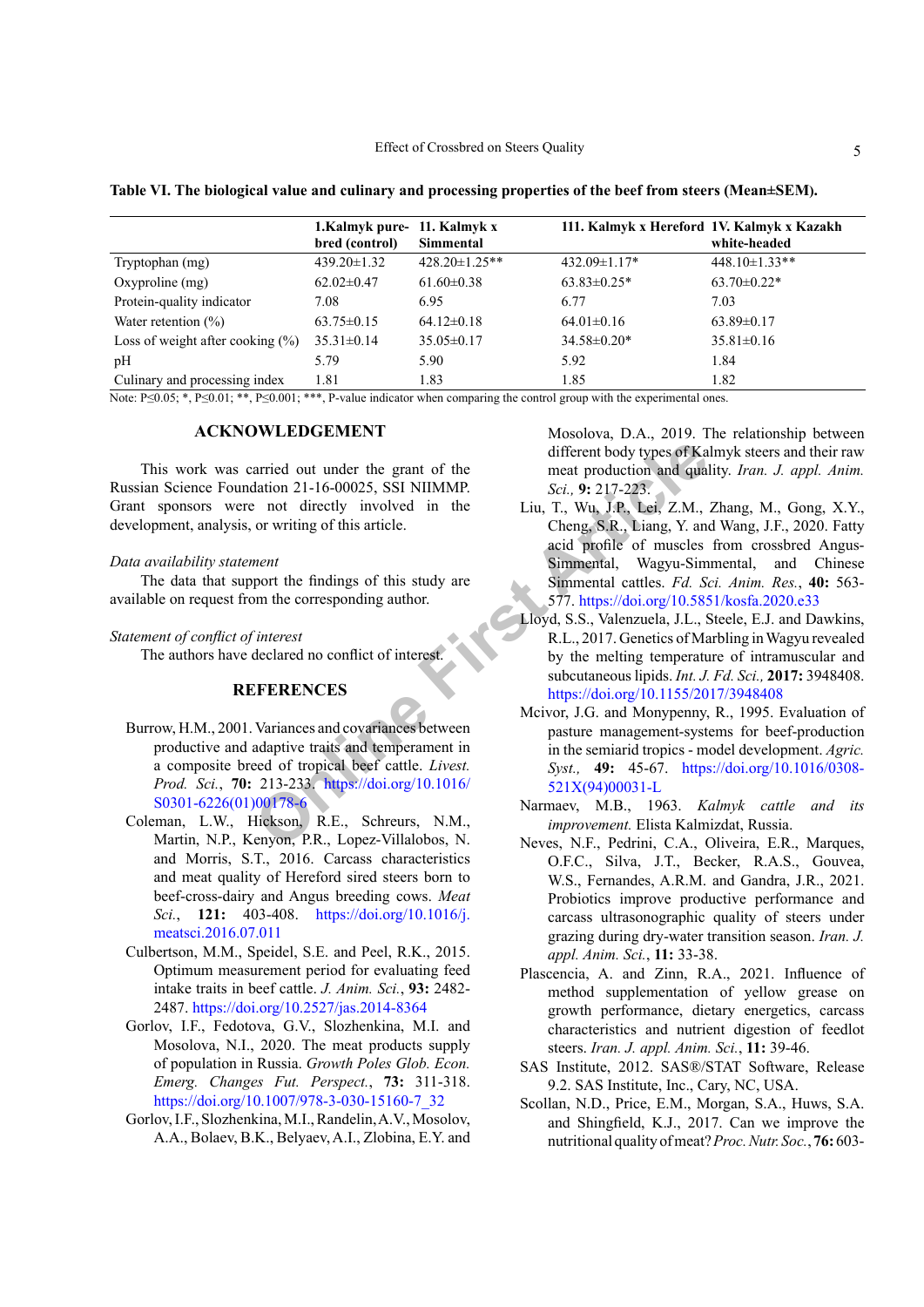**Table VI. The biological value and culinary and processing properties of the beef from steers (Mean±SEM).**

| | 1.Kalmyk pure-bred (control) | 11. Kalmyk x Simmental | 111. Kalmyk x Hereford | 1V. Kalmyk x Kazakh white-headed |
|---|---|---|---|---|
| Tryptophan (mg) | 439.20±1.32 | 428.20±1.25** | 432.09±1.17* | 448.10±1.33** |
| Oxyproline (mg) | 62.02±0.47 | 61.60±0.38 | 63.83±0.25* | 63.70±0.22* |
| Protein-quality indicator | 7.08 | 6.95 | 6.77 | 7.03 |
| Water retention (%) | 63.75±0.15 | 64.12±0.18 | 64.01±0.16 | 63.89±0.17 |
| Loss of weight after cooking (%) | 35.31±0.14 | 35.05±0.17 | 34.58±0.20* | 35.81±0.16 |
| pH | 5.79 | 5.90 | 5.92 | 5.84 |
| Culinary and processing index | 1.81 | 1.83 | 1.85 | 1.82 |

Note: P≤0.05; *, P≤0.01; **, P≤0.001; ***, P-value indicator when comparing the control group with the experimental ones.

## ACKNOWLEDGEMENT

This work was carried out under the grant of the Russian Science Foundation 21-16-00025, SSI NIIMMP. Grant sponsors were not directly involved in the development, analysis, or writing of this article.

*Data availability statement*

The data that support the findings of this study are available on request from the corresponding author.

*Statement of conflict of interest*

The authors have declared no conflict of interest.

## REFERENCES

Burrow, H.M., 2001. Variances and covariances between productive and adaptive traits and temperament in a composite breed of tropical beef cattle. *Livest. Prod. Sci.*, **70:** 213-233. https://doi.org/10.1016/S0301-6226(01)00178-6

Coleman, L.W., Hickson, R.E., Schreurs, N.M., Martin, N.P., Kenyon, P.R., Lopez-Villalobos, N. and Morris, S.T., 2016. Carcass characteristics and meat quality of Hereford sired steers born to beef-cross-dairy and Angus breeding cows. *Meat Sci.*, **121:** 403-408. https://doi.org/10.1016/j.meatsci.2016.07.011

Culbertson, M.M., Speidel, S.E. and Peel, R.K., 2015. Optimum measurement period for evaluating feed intake traits in beef cattle. *J. Anim. Sci.*, **93:** 2482-2487. https://doi.org/10.2527/jas.2014-8364

Gorlov, I.F., Fedotova, G.V., Slozhenkina, M.I. and Mosolova, N.I., 2020. The meat products supply of population in Russia. *Growth Poles Glob. Econ. Emerg. Changes Fut. Perspect.*, **73:** 311-318. https://doi.org/10.1007/978-3-030-15160-7_32

Gorlov, I.F., Slozhenkina, M.I., Randelin, A.V., Mosolov, A.A., Bolaev, B.K., Belyaev, A.I., Zlobina, E.Y. and Mosolova, D.A., 2019. The relationship between different body types of Kalmyk steers and their raw meat production and quality. *Iran. J. appl. Anim. Sci.*, **9:** 217-223.

Liu, T., Wu, J.P., Lei, Z.M., Zhang, M., Gong, X.Y., Cheng, S.R., Liang, Y. and Wang, J.F., 2020. Fatty acid profile of muscles from crossbred Angus-Simmental, Wagyu-Simmental, and Chinese Simmental cattles. *Fd. Sci. Anim. Res.*, **40:** 563-577. https://doi.org/10.5851/kosfa.2020.e33

Lloyd, S.S., Valenzuela, J.L., Steele, E.J. and Dawkins, R.L., 2017. Genetics of Marbling in Wagyu revealed by the melting temperature of intramuscular and subcutaneous lipids. *Int. J. Fd. Sci.*, **2017:** 3948408. https://doi.org/10.1155/2017/3948408

Mcivor, J.G. and Monypenny, R., 1995. Evaluation of pasture management-systems for beef-production in the semiarid tropics - model development. *Agric. Syst.*, **49:** 45-67. https://doi.org/10.1016/0308-521X(94)00031-L

Narmaev, M.B., 1963. *Kalmyk cattle and its improvement.* Elista Kalmizdat, Russia.

Neves, N.F., Pedrini, C.A., Oliveira, E.R., Marques, O.F.C., Silva, J.T., Becker, R.A.S., Gouvea, W.S., Fernandes, A.R.M. and Gandra, J.R., 2021. Probiotics improve productive performance and carcass ultrasonographic quality of steers under grazing during dry-water transition season. *Iran. J. appl. Anim. Sci.*, **11:** 33-38.

Plascencia, A. and Zinn, R.A., 2021. Influence of method supplementation of yellow grease on growth performance, dietary energetics, carcass characteristics and nutrient digestion of feedlot steers. *Iran. J. appl. Anim. Sci.*, **11:** 39-46.

SAS Institute, 2012. SAS®/STAT Software, Release 9.2. SAS Institute, Inc., Cary, NC, USA.

Scollan, N.D., Price, E.M., Morgan, S.A., Huws, S.A. and Shingfield, K.J., 2017. Can we improve the nutritional quality of meat? *Proc. Nutr. Soc.*, **76:** 603-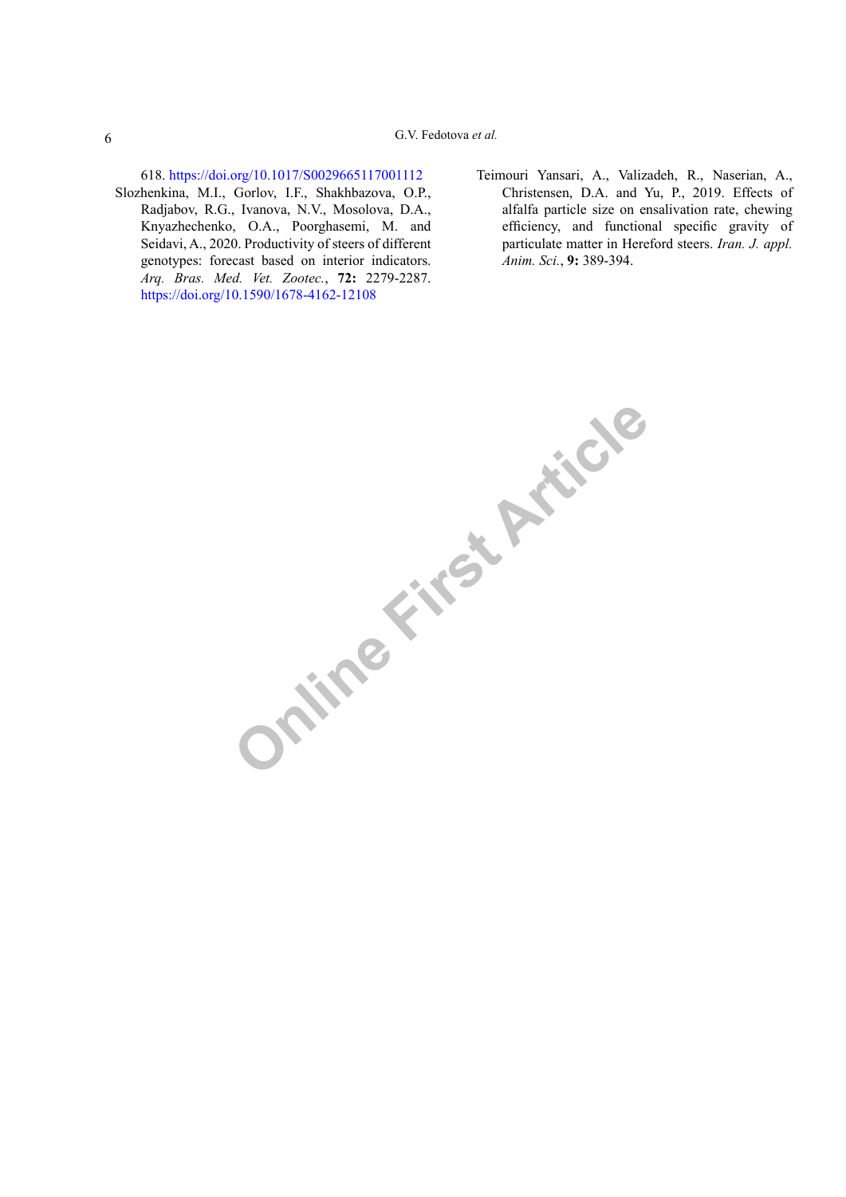618. https://doi.org/10.1017/S0029665117001112

Slozhenkina, M.I., Gorlov, I.F., Shakhbazova, O.P., Radjabov, R.G., Ivanova, N.V., Mosolova, D.A., Knyazhechenko, O.A., Poorghasemi, M. and Seidavi, A., 2020. Productivity of steers of different genotypes: forecast based on interior indicators. *Arq. Bras. Med. Vet. Zootec.*, **72:** 2279-2287. https://doi.org/10.1590/1678-4162-12108

Teimouri Yansari, A., Valizadeh, R., Naserian, A., Christensen, D.A. and Yu, P., 2019. Effects of alfalfa particle size on ensalivation rate, chewing efficiency, and functional specific gravity of particulate matter in Hereford steers. *Iran. J. appl. Anim. Sci.*, **9:** 389-394.